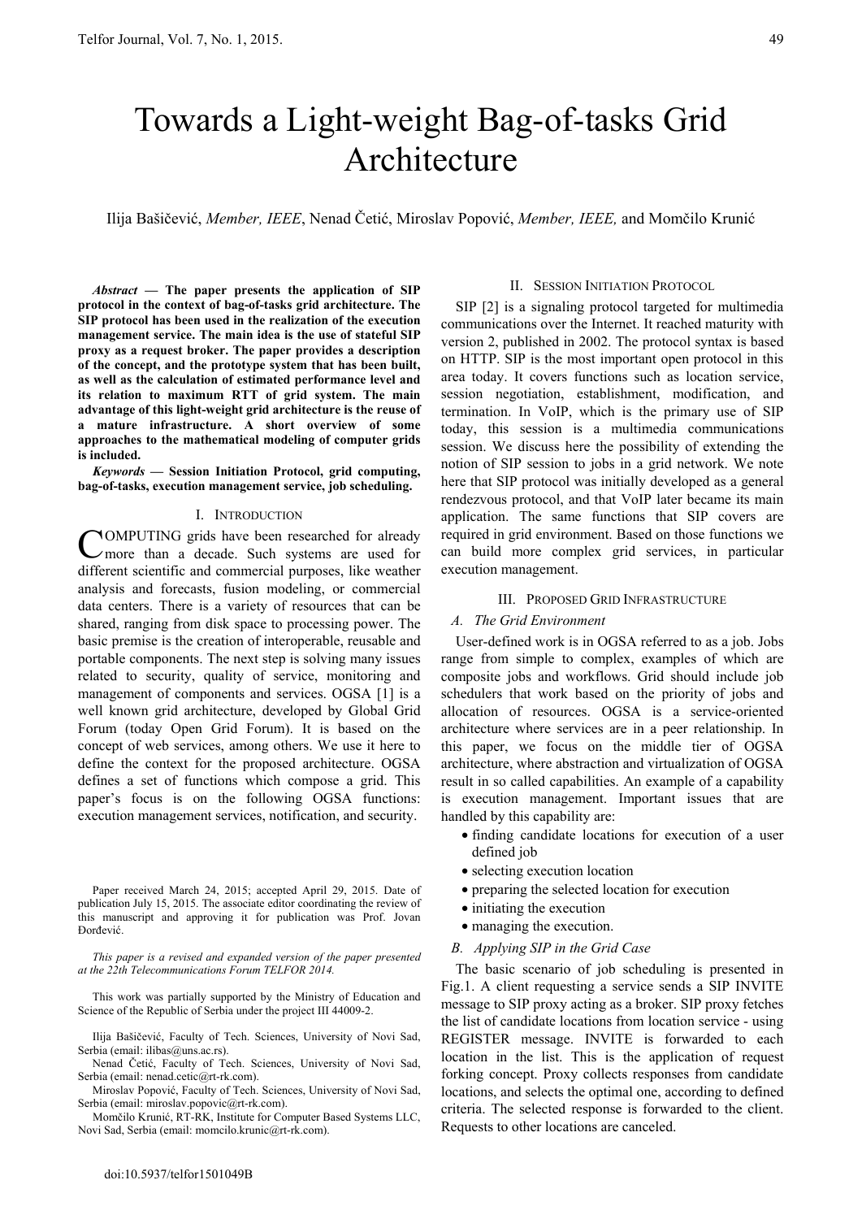# Towards a Light-weight Bag-of-tasks Grid Architecture

Ilija Bašičević, *Member, IEEE*, Nenad Četić, Miroslav Popović, *Member, IEEE,* and Momčilo Krunić

***Abstract* — The paper presents the application of SIP protocol in the context of bag-of-tasks grid architecture. The SIP protocol has been used in the realization of the execution management service. The main idea is the use of stateful SIP proxy as a request broker. The paper provides a description of the concept, and the prototype system that has been built, as well as the calculation of estimated performance level and its relation to maximum RTT of grid system. The main advantage of this light-weight grid architecture is the reuse of a mature infrastructure. A short overview of some approaches to the mathematical modeling of computer grids is included.**

***Keywords* — Session Initiation Protocol, grid computing, bag-of-tasks, execution management service, job scheduling.**

## I. Introduction

Computing grids have been researched for already more than a decade. Such systems are used for different scientific and commercial purposes, like weather analysis and forecasts, fusion modeling, or commercial data centers. There is a variety of resources that can be shared, ranging from disk space to processing power. The basic premise is the creation of interoperable, reusable and portable components. The next step is solving many issues related to security, quality of service, monitoring and management of components and services. OGSA [1] is a well known grid architecture, developed by Global Grid Forum (today Open Grid Forum). It is based on the concept of web services, among others. We use it here to define the context for the proposed architecture. OGSA defines a set of functions which compose a grid. This paper's focus is on the following OGSA functions: execution management services, notification, and security.

Paper received March 24, 2015; accepted April 29, 2015. Date of publication July 15, 2015. The associate editor coordinating the review of this manuscript and approving it for publication was Prof. Jovan Đorđević.

*This paper is a revised and expanded version of the paper presented at the 22th Telecommunications Forum TELFOR 2014.*

This work was partially supported by the Ministry of Education and Science of the Republic of Serbia under the project III 44009-2.

Ilija Bašičević, Faculty of Tech. Sciences, University of Novi Sad, Serbia (email: ilibas@uns.ac.rs).

Nenad Četić, Faculty of Tech. Sciences, University of Novi Sad, Serbia (email: nenad.cetic@rt-rk.com).

Miroslav Popović, Faculty of Tech. Sciences, University of Novi Sad, Serbia (email: miroslav.popovic@rt-rk.com).

Momčilo Krunić, RT-RK, Institute for Computer Based Systems LLC, Novi Sad, Serbia (email: momcilo.krunic@rt-rk.com).

## II. Session Initiation Protocol

SIP [2] is a signaling protocol targeted for multimedia communications over the Internet. It reached maturity with version 2, published in 2002. The protocol syntax is based on HTTP. SIP is the most important open protocol in this area today. It covers functions such as location service, session negotiation, establishment, modification, and termination. In VoIP, which is the primary use of SIP today, this session is a multimedia communications session. We discuss here the possibility of extending the notion of SIP session to jobs in a grid network. We note here that SIP protocol was initially developed as a general rendezvous protocol, and that VoIP later became its main application. The same functions that SIP covers are required in grid environment. Based on those functions we can build more complex grid services, in particular execution management.

## III. Proposed Grid Infrastructure

### *A. The Grid Environment*

User-defined work is in OGSA referred to as a job. Jobs range from simple to complex, examples of which are composite jobs and workflows. Grid should include job schedulers that work based on the priority of jobs and allocation of resources. OGSA is a service-oriented architecture where services are in a peer relationship. In this paper, we focus on the middle tier of OGSA architecture, where abstraction and virtualization of OGSA result in so called capabilities. An example of a capability is execution management. Important issues that are handled by this capability are:

- finding candidate locations for execution of a user defined job
- selecting execution location
- preparing the selected location for execution
- initiating the execution
- managing the execution.

### *B. Applying SIP in the Grid Case*

The basic scenario of job scheduling is presented in Fig.1. A client requesting a service sends a SIP INVITE message to SIP proxy acting as a broker. SIP proxy fetches the list of candidate locations from location service - using REGISTER message. INVITE is forwarded to each location in the list. This is the application of request forking concept. Proxy collects responses from candidate locations, and selects the optimal one, according to defined criteria. The selected response is forwarded to the client. Requests to other locations are canceled.

doi:10.5937/telfor1501049B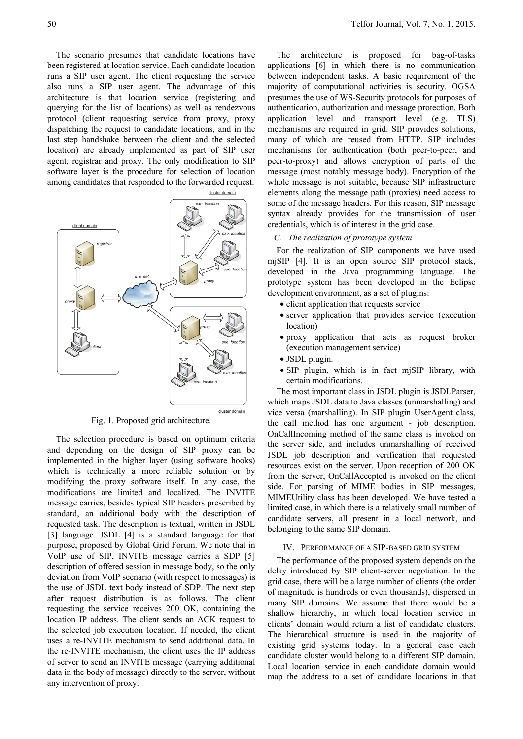The scenario presumes that candidate locations have been registered at location service. Each candidate location runs a SIP user agent. The client requesting the service also runs a SIP user agent. The advantage of this architecture is that location service (registering and querying for the list of locations) as well as rendezvous protocol (client requesting service from proxy, proxy dispatching the request to candidate locations, and in the last step handshake between the client and the selected location) are already implemented as part of SIP user agent, registrar and proxy. The only modification to SIP software layer is the procedure for selection of location among candidates that responded to the forwarded request.

Fig. 1. Proposed grid architecture.

The selection procedure is based on optimum criteria and depending on the design of SIP proxy can be implemented in the higher layer (using software hooks) which is technically a more reliable solution or by modifying the proxy software itself. In any case, the modifications are limited and localized. The INVITE message carries, besides typical SIP headers prescribed by standard, an additional body with the description of requested task. The description is textual, written in JSDL [3] language. JSDL [4] is a standard language for that purpose, proposed by Global Grid Forum. We note that in VoIP use of SIP, INVITE message carries a SDP [5] description of offered session in message body, so the only deviation from VoIP scenario (with respect to messages) is the use of JSDL text body instead of SDP. The next step after request distribution is as follows. The client requesting the service receives 200 OK, containing the location IP address. The client sends an ACK request to the selected job execution location. If needed, the client uses a re-INVITE mechanism to send additional data. In the re-INVITE mechanism, the client uses the IP address of server to send an INVITE message (carrying additional data in the body of message) directly to the server, without any intervention of proxy.

The architecture is proposed for bag-of-tasks applications [6] in which there is no communication between independent tasks. A basic requirement of the majority of computational activities is security. OGSA presumes the use of WS-Security protocols for purposes of authentication, authorization and message protection. Both application level and transport level (e.g. TLS) mechanisms are required in grid. SIP provides solutions, many of which are reused from HTTP. SIP includes mechanisms for authentication (both peer-to-peer, and peer-to-proxy) and allows encryption of parts of the message (most notably message body). Encryption of the whole message is not suitable, because SIP infrastructure elements along the message path (proxies) need access to some of the message headers. For this reason, SIP message syntax already provides for the transmission of user credentials, which is of interest in the grid case.

### C. *The realization of prototype system*

For the realization of SIP components we have used mjSIP [4]. It is an open source SIP protocol stack, developed in the Java programming language. The prototype system has been developed in the Eclipse development environment, as a set of plugins:

- client application that requests service
- server application that provides service (execution location)
- proxy application that acts as request broker (execution management service)
- JSDL plugin.
- SIP plugin, which is in fact mjSIP library, with certain modifications.

The most important class in JSDL plugin is JSDLParser, which maps JSDL data to Java classes (unmarshalling) and vice versa (marshalling). In SIP plugin UserAgent class, the call method has one argument - job description. OnCallIncoming method of the same class is invoked on the server side, and includes unmarshalling of received JSDL job description and verification that requested resources exist on the server. Upon reception of 200 OK from the server, OnCallAccepted is invoked on the client side. For parsing of MIME bodies in SIP messages, MIMEUtility class has been developed. We have tested a limited case, in which there is a relatively small number of candidate servers, all present in a local network, and belonging to the same SIP domain.

## IV. Performance of a SIP-based Grid System

The performance of the proposed system depends on the delay introduced by SIP client-server negotiation. In the grid case, there will be a large number of clients (the order of magnitude is hundreds or even thousands), dispersed in many SIP domains. We assume that there would be a shallow hierarchy, in which local location service in clients' domain would return a list of candidate clusters. The hierarchical structure is used in the majority of existing grid systems today. In a general case each candidate cluster would belong to a different SIP domain. Local location service in each candidate domain would map the address to a set of candidate locations in that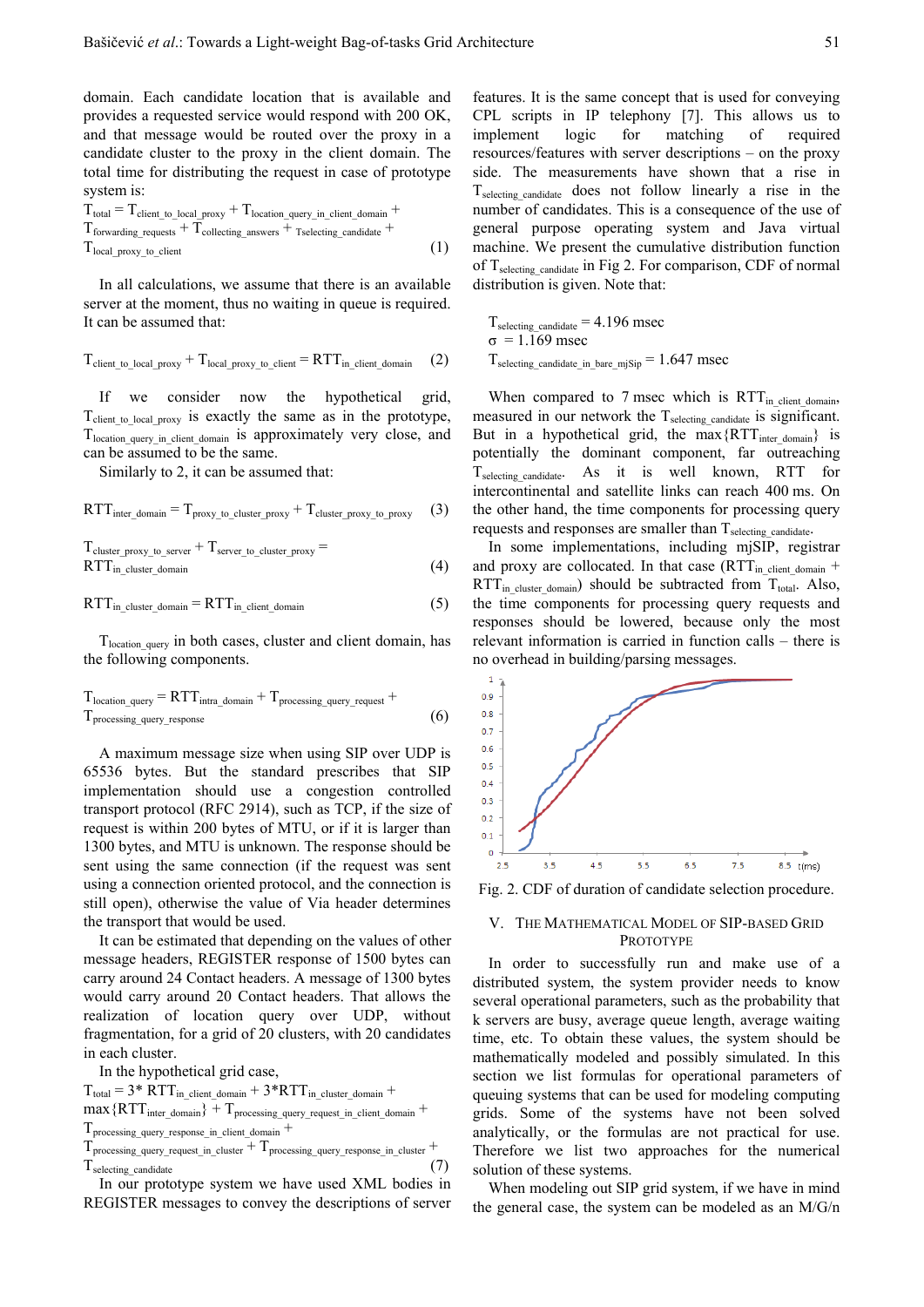domain. Each candidate location that is available and provides a requested service would respond with 200 OK, and that message would be routed over the proxy in a candidate cluster to the proxy in the client domain. The total time for distributing the request in case of prototype system is:

$$T_{total} = T_{client\_to\_local\_proxy} + T_{location\_query\_in\_client\_domain} + T_{forwarding\_requests} + T_{collecting\_answers} + T_{selecting\_candidate} + T_{local\_proxy\_to\_client} \quad (1)$$

In all calculations, we assume that there is an available server at the moment, thus no waiting in queue is required. It can be assumed that:

$$T_{client\_to\_local\_proxy} + T_{local\_proxy\_to\_client} = RTT_{in\_client\_domain} \quad (2)$$

If we consider now the hypothetical grid, $T_{client\_to\_local\_proxy}$ is exactly the same as in the prototype, $T_{location\_query\_in\_client\_domain}$ is approximately very close, and can be assumed to be the same.

Similarly to 2, it can be assumed that:

$$RTT_{inter\_domain} = T_{proxy\_to\_cluster\_proxy} + T_{cluster\_proxy\_to\_proxy} \quad (3)$$

$$T_{cluster\_proxy\_to\_server} + T_{server\_to\_cluster\_proxy} = RTT_{in\_cluster\_domain} \quad (4)$$

$$RTT_{in\_cluster\_domain} = RTT_{in\_client\_domain} \quad (5)$$

$T_{location\_query}$ in both cases, cluster and client domain, has the following components.

$$T_{location\_query} = RTT_{intra\_domain} + T_{processing\_query\_request} + T_{processing\_query\_response} \quad (6)$$

A maximum message size when using SIP over UDP is 65536 bytes. But the standard prescribes that SIP implementation should use a congestion controlled transport protocol (RFC 2914), such as TCP, if the size of request is within 200 bytes of MTU, or if it is larger than 1300 bytes, and MTU is unknown. The response should be sent using the same connection (if the request was sent using a connection oriented protocol, and the connection is still open), otherwise the value of Via header determines the transport that would be used.

It can be estimated that depending on the values of other message headers, REGISTER response of 1500 bytes can carry around 24 Contact headers. A message of 1300 bytes would carry around 20 Contact headers. That allows the realization of location query over UDP, without fragmentation, for a grid of 20 clusters, with 20 candidates in each cluster.

In the hypothetical grid case,

$$T_{total} = 3^* RTT_{in\_client\_domain} + 3^*RTT_{in\_cluster\_domain} + \max\{RTT_{inter\_domain}\} + T_{processing\_query\_request\_in\_client\_domain} + T_{processing\_query\_response\_in\_client\_domain} + T_{processing\_query\_request\_in\_cluster} + T_{processing\_query\_response\_in\_cluster} + T_{selecting\_candidate} \quad (7)$$

In our prototype system we have used XML bodies in REGISTER messages to convey the descriptions of server features. It is the same concept that is used for conveying CPL scripts in IP telephony [7]. This allows us to implement logic for matching of required resources/features with server descriptions – on the proxy side. The measurements have shown that a rise in $T_{selecting\_candidate}$ does not follow linearly a rise in the number of candidates. This is a consequence of the use of general purpose operating system and Java virtual machine. We present the cumulative distribution function of $T_{selecting\_candidate}$ in Fig 2. For comparison, CDF of normal distribution is given. Note that:

$$T_{selecting\_candidate} = 4.196 \text{ msec}$$
$$\sigma = 1.169 \text{ msec}$$
$$T_{selecting\_candidate\_in\_bare\_mjSip} = 1.647 \text{ msec}$$

When compared to 7 msec which is $RTT_{in\_client\_domain}$, measured in our network the $T_{selecting\_candidate}$ is significant. But in a hypothetical grid, the $\max\{RTT_{inter\_domain}\}$ is potentially the dominant component, far outreaching $T_{selecting\_candidate}$. As it is well known, RTT for intercontinental and satellite links can reach 400 ms. On the other hand, the time components for processing query requests and responses are smaller than $T_{selecting\_candidate}$.

In some implementations, including mjSIP, registrar and proxy are collocated. In that case ($RTT_{in\_client\_domain}$ + $RTT_{in\_cluster\_domain}$) should be subtracted from $T_{total}$. Also, the time components for processing query requests and responses should be lowered, because only the most relevant information is carried in function calls – there is no overhead in building/parsing messages.

Fig. 2. CDF of duration of candidate selection procedure.

## V. The Mathematical Model of SIP-based Grid Prototype

In order to successfully run and make use of a distributed system, the system provider needs to know several operational parameters, such as the probability that k servers are busy, average queue length, average waiting time, etc. To obtain these values, the system should be mathematically modeled and possibly simulated. In this section we list formulas for operational parameters of queuing systems that can be used for modeling computing grids. Some of the systems have not been solved analytically, or the formulas are not practical for use. Therefore we list two approaches for the numerical solution of these systems.

When modeling out SIP grid system, if we have in mind the general case, the system can be modeled as an M/G/n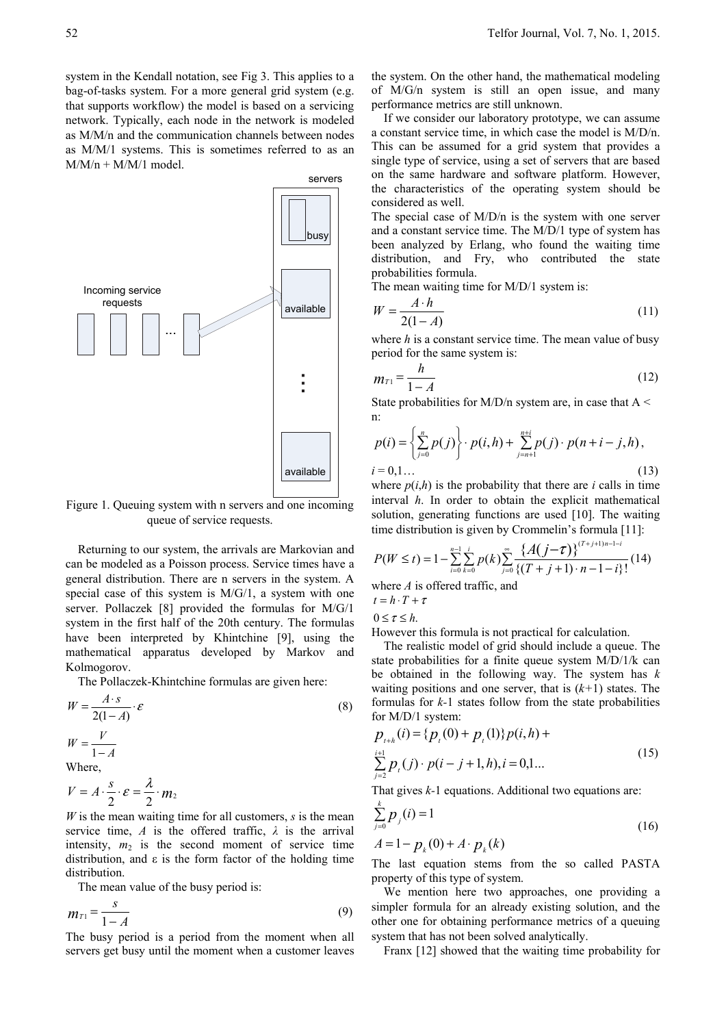system in the Kendall notation, see Fig 3. This applies to a bag-of-tasks system. For a more general grid system (e.g. that supports workflow) the model is based on a servicing network. Typically, each node in the network is modeled as M/M/n and the communication channels between nodes as M/M/1 systems. This is sometimes referred to as an M/M/n + M/M/1 model.

Figure 1. Queuing system with n servers and one incoming queue of service requests.

Returning to our system, the arrivals are Markovian and can be modeled as a Poisson process. Service times have a general distribution. There are n servers in the system. A special case of this system is M/G/1, a system with one server. Pollaczek [8] provided the formulas for M/G/1 system in the first half of the 20th century. The formulas have been interpreted by Khintchine [9], using the mathematical apparatus developed by Markov and Kolmogorov.

The Pollaczek-Khintchine formulas are given here:

$$W = \frac{A \cdot s}{2(1-A)} \cdot \varepsilon \tag{8}$$

$$W = \frac{V}{1-A}$$

Where,

$$V = A \cdot \frac{s}{2} \cdot \varepsilon = \frac{\lambda}{2} \cdot m_2$$

$W$ is the mean waiting time for all customers, $s$ is the mean service time, $A$ is the offered traffic, $\lambda$ is the arrival intensity, $m_2$ is the second moment of service time distribution, and ε is the form factor of the holding time distribution.

The mean value of the busy period is:

$$m_{T1} = \frac{s}{1-A} \tag{9}$$

The busy period is a period from the moment when all servers get busy until the moment when a customer leaves the system. On the other hand, the mathematical modeling of M/G/n system is still an open issue, and many performance metrics are still unknown.

If we consider our laboratory prototype, we can assume a constant service time, in which case the model is M/D/n. This can be assumed for a grid system that provides a single type of service, using a set of servers that are based on the same hardware and software platform. However, the characteristics of the operating system should be considered as well.

The special case of M/D/n is the system with one server and a constant service time. The M/D/1 type of system has been analyzed by Erlang, who found the waiting time distribution, and Fry, who contributed the state probabilities formula.

The mean waiting time for M/D/1 system is:

$$W = \frac{A \cdot h}{2(1-A)} \tag{11}$$

where $h$ is a constant service time. The mean value of busy period for the same system is:

$$m_{T1} = \frac{h}{1-A} \tag{12}$$

State probabilities for M/D/n system are, in case that A < n:

$$p(i) = \left\{ \sum_{j=0}^{n} p(j) \right\} \cdot p(i,h) + \sum_{j=n+1}^{n+i} p(j) \cdot p(n+i-j,h),$$

$$i = 0,1\ldots \tag{13}$$

where $p(i,h)$ is the probability that there are $i$ calls in time interval $h$. In order to obtain the explicit mathematical solution, generating functions are used [10]. The waiting time distribution is given by Crommelin's formula [11]:

$$P(W \le t) = 1 - \sum_{i=0}^{n-1} \sum_{k=0}^{i} p(k) \sum_{j=0}^{\infty} \frac{\{A(j-\tau)\}^{(T+j+1)n-1-i}}{\{(T+j+1)\cdot n-1-i\}!} \tag{14}$$

where $A$ is offered traffic, and

$t = h \cdot T + \tau$

$0 \le \tau \le h.$

However this formula is not practical for calculation.

The realistic model of grid should include a queue. The state probabilities for a finite queue system M/D/1/k can be obtained in the following way. The system has $k$ waiting positions and one server, that is $(k+1)$ states. The formulas for $k$-1 states follow from the state probabilities for M/D/1 system:

$$p_{t+h}(i) = \{p_t(0) + p_t(1)\} p(i,h) + \sum_{j=2}^{i+1} p_t(j) \cdot p(i-j+1,h), i = 0,1\ldots \tag{15}$$

That gives $k$-1 equations. Additional two equations are:

$$\sum_{j=0}^{k} p_j(i) = 1$$
$$A = 1 - p_k(0) + A \cdot p_k(k) \tag{16}$$

The last equation stems from the so called PASTA property of this type of system.

We mention here two approaches, one providing a simpler formula for an already existing solution, and the other one for obtaining performance metrics of a queuing system that has not been solved analytically.

Franx [12] showed that the waiting time probability for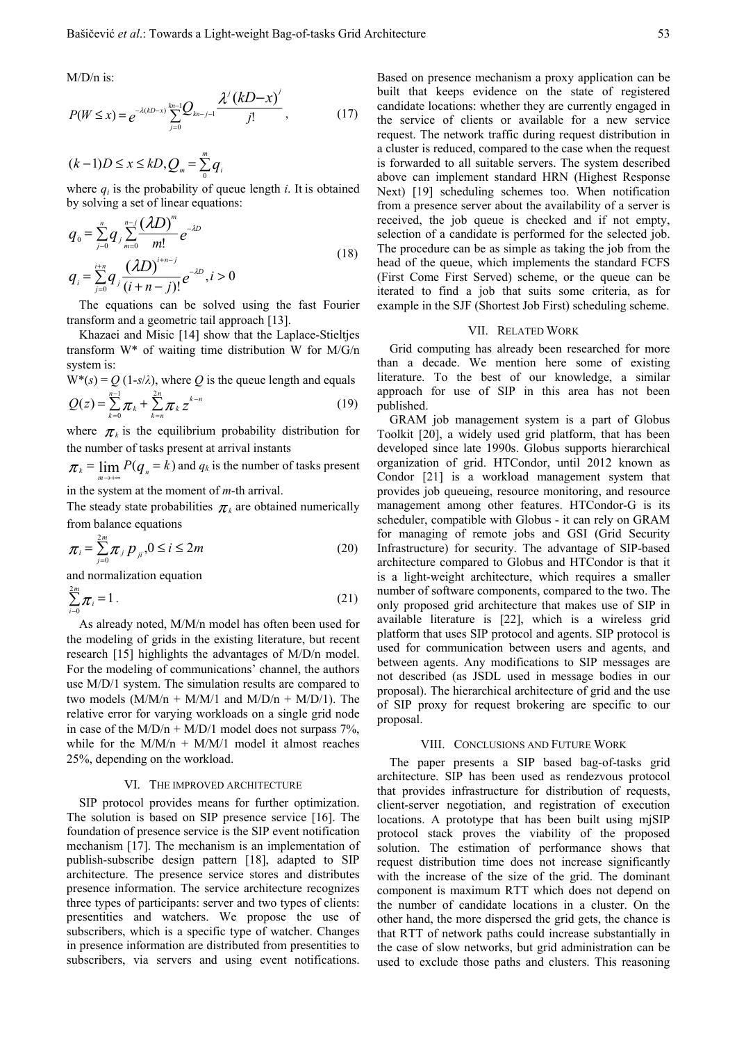M/D/n is:

$$P(W \leq x) = e^{-\lambda(kD-x)} \sum_{j=0}^{kn-1} Q_{kn-j-1} \frac{\lambda^j (kD-x)^j}{j!}, \tag{17}$$

$$(k-1)D \leq x \leq kD, Q_m = \sum_{0}^{m} q_i$$

where $q_i$ is the probability of queue length $i$. It is obtained by solving a set of linear equations:

$$q_0 = \sum_{j=0}^{n} q_j \sum_{m=0}^{n-j} \frac{(\lambda D)^m}{m!} e^{-\lambda D}$$
$$q_i = \sum_{j=0}^{i+n} q_j \frac{(\lambda D)^{i+n-j}}{(i+n-j)!} e^{-\lambda D}, i > 0 \tag{18}$$

The equations can be solved using the fast Fourier transform and a geometric tail approach [13].

Khazaei and Misic [14] show that the Laplace-Stieltjes transform W* of waiting time distribution W for M/G/n system is:

$W^*(s) = Q(1-s/\lambda)$, where $Q$ is the queue length and equals

$$Q(z) = \sum_{k=0}^{n-1} \pi_k + \sum_{k=n}^{2n} \pi_k z^{k-n} \tag{19}$$

where $\pi_k$ is the equilibrium probability distribution for the number of tasks present at arrival instants

$\pi_k = \lim_{m \to +\infty} P(q_n = k)$ and $q_k$ is the number of tasks present in the system at the moment of $m$-th arrival.

The steady state probabilities $\pi_k$ are obtained numerically from balance equations

$$\pi_i = \sum_{j=0}^{2m} \pi_j p_{ji}, 0 \leq i \leq 2m \tag{20}$$

and normalization equation

$$\sum_{i=0}^{2m} \pi_i = 1. \tag{21}$$

As already noted, M/M/n model has often been used for the modeling of grids in the existing literature, but recent research [15] highlights the advantages of M/D/n model. For the modeling of communications' channel, the authors use M/D/1 system. The simulation results are compared to two models (M/M/n + M/M/1 and M/D/n + M/D/1). The relative error for varying workloads on a single grid node in case of the M/D/n + M/D/1 model does not surpass 7%, while for the M/M/n + M/M/1 model it almost reaches 25%, depending on the workload.

## VI. The improved architecture

SIP protocol provides means for further optimization. The solution is based on SIP presence service [16]. The foundation of presence service is the SIP event notification mechanism [17]. The mechanism is an implementation of publish-subscribe design pattern [18], adapted to SIP architecture. The presence service stores and distributes presence information. The service architecture recognizes three types of participants: server and two types of clients: presentities and watchers. We propose the use of subscribers, which is a specific type of watcher. Changes in presence information are distributed from presentities to subscribers, via servers and using event notifications. Based on presence mechanism a proxy application can be built that keeps evidence on the state of registered candidate locations: whether they are currently engaged in the service of clients or available for a new service request. The network traffic during request distribution in a cluster is reduced, compared to the case when the request is forwarded to all suitable servers. The system described above can implement standard HRN (Highest Response Next) [19] scheduling schemes too. When notification from a presence server about the availability of a server is received, the job queue is checked and if not empty, selection of a candidate is performed for the selected job. The procedure can be as simple as taking the job from the head of the queue, which implements the standard FCFS (First Come First Served) scheme, or the queue can be iterated to find a job that suits some criteria, as for example in the SJF (Shortest Job First) scheduling scheme.

## VII. Related Work

Grid computing has already been researched for more than a decade. We mention here some of existing literature. To the best of our knowledge, a similar approach for use of SIP in this area has not been published.

GRAM job management system is a part of Globus Toolkit [20], a widely used grid platform, that has been developed since late 1990s. Globus supports hierarchical organization of grid. HTCondor, until 2012 known as Condor [21] is a workload management system that provides job queueing, resource monitoring, and resource management among other features. HTCondor-G is its scheduler, compatible with Globus - it can rely on GRAM for managing of remote jobs and GSI (Grid Security Infrastructure) for security. The advantage of SIP-based architecture compared to Globus and HTCondor is that it is a light-weight architecture, which requires a smaller number of software components, compared to the two. The only proposed grid architecture that makes use of SIP in available literature is [22], which is a wireless grid platform that uses SIP protocol and agents. SIP protocol is used for communication between users and agents, and between agents. Any modifications to SIP messages are not described (as JSDL used in message bodies in our proposal). The hierarchical architecture of grid and the use of SIP proxy for request brokering are specific to our proposal.

## VIII. Conclusions and Future Work

The paper presents a SIP based bag-of-tasks grid architecture. SIP has been used as rendezvous protocol that provides infrastructure for distribution of requests, client-server negotiation, and registration of execution locations. A prototype that has been built using mjSIP protocol stack proves the viability of the proposed solution. The estimation of performance shows that request distribution time does not increase significantly with the increase of the size of the grid. The dominant component is maximum RTT which does not depend on the number of candidate locations in a cluster. On the other hand, the more dispersed the grid gets, the chance is that RTT of network paths could increase substantially in the case of slow networks, but grid administration can be used to exclude those paths and clusters. This reasoning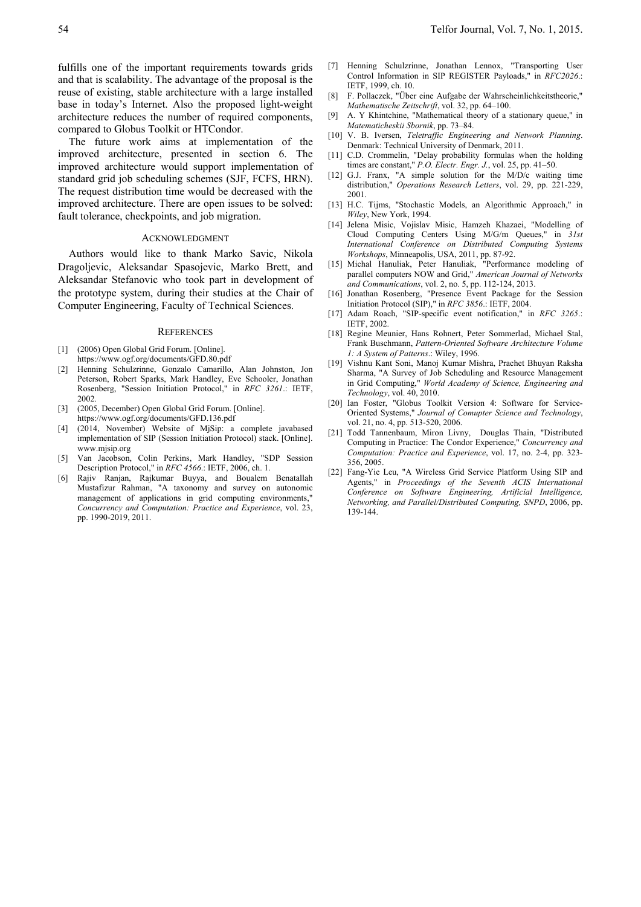fulfills one of the important requirements towards grids and that is scalability. The advantage of the proposal is the reuse of existing, stable architecture with a large installed base in today's Internet. Also the proposed light-weight architecture reduces the number of required components, compared to Globus Toolkit or HTCondor.

The future work aims at implementation of the improved architecture, presented in section 6. The improved architecture would support implementation of standard grid job scheduling schemes (SJF, FCFS, HRN). The request distribution time would be decreased with the improved architecture. There are open issues to be solved: fault tolerance, checkpoints, and job migration.

## Acknowledgment

Authors would like to thank Marko Savic, Nikola Dragoljevic, Aleksandar Spasojevic, Marko Brett, and Aleksandar Stefanovic who took part in development of the prototype system, during their studies at the Chair of Computer Engineering, Faculty of Technical Sciences.

## References

[1] (2006) Open Global Grid Forum. [Online]. https://www.ogf.org/documents/GFD.80.pdf

[2] Henning Schulzrinne, Gonzalo Camarillo, Alan Johnston, Jon Peterson, Robert Sparks, Mark Handley, Eve Schooler, Jonathan Rosenberg, "Session Initiation Protocol," in *RFC 3261*.: IETF, 2002.

[3] (2005, December) Open Global Grid Forum. [Online]. https://www.ogf.org/documents/GFD.136.pdf

[4] (2014, November) Website of MjSip: a complete javabased implementation of SIP (Session Initiation Protocol) stack. [Online]. www.mjsip.org

[5] Van Jacobson, Colin Perkins, Mark Handley, "SDP Session Description Protocol," in *RFC 4566*.: IETF, 2006, ch. 1.

[6] Rajiv Ranjan, Rajkumar Buyya, and Boualem Benatallah Mustafizur Rahman, "A taxonomy and survey on autonomic management of applications in grid computing environments," *Concurrency and Computation: Practice and Experience*, vol. 23, pp. 1990-2019, 2011.

[7] Henning Schulzrinne, Jonathan Lennox, "Transporting User Control Information in SIP REGISTER Payloads," in *RFC2026*.: IETF, 1999, ch. 10.

[8] F. Pollaczek, "Über eine Aufgabe der Wahrscheinlichkeitstheorie," *Mathematische Zeitschrift*, vol. 32, pp. 64–100.

[9] A. Y Khintchine, "Mathematical theory of a stationary queue," in *Matematicheskii Sbornik*, pp. 73–84.

[10] V. B. Iversen, *Teletraffic Engineering and Network Planning*. Denmark: Technical University of Denmark, 2011.

[11] C.D. Crommelin, "Delay probability formulas when the holding times are constant," *P.O. Electr. Engr. J.*, vol. 25, pp. 41–50.

[12] G.J. Franx, "A simple solution for the M/D/c waiting time distribution," *Operations Research Letters*, vol. 29, pp. 221-229, 2001.

[13] H.C. Tijms, "Stochastic Models, an Algorithmic Approach," in *Wiley*, New York, 1994.

[14] Jelena Misic, Vojislav Misic, Hamzeh Khazaei, "Modelling of Cloud Computing Centers Using M/G/m Queues," in *31st International Conference on Distributed Computing Systems Workshops*, Minneapolis, USA, 2011, pp. 87-92.

[15] Michal Hanuliak, Peter Hanuliak, "Performance modeling of parallel computers NOW and Grid," *American Journal of Networks and Communications*, vol. 2, no. 5, pp. 112-124, 2013.

[16] Jonathan Rosenberg, "Presence Event Package for the Session Initiation Protocol (SIP)," in *RFC 3856*.: IETF, 2004.

[17] Adam Roach, "SIP-specific event notification," in *RFC 3265*.: IETF, 2002.

[18] Regine Meunier, Hans Rohnert, Peter Sommerlad, Michael Stal, Frank Buschmann, *Pattern-Oriented Software Architecture Volume 1: A System of Patterns*.: Wiley, 1996.

[19] Vishnu Kant Soni, Manoj Kumar Mishra, Prachet Bhuyan Raksha Sharma, "A Survey of Job Scheduling and Resource Management in Grid Computing," *World Academy of Science, Engineering and Technology*, vol. 40, 2010.

[20] Ian Foster, "Globus Toolkit Version 4: Software for Service-Oriented Systems," *Journal of Comupter Science and Technology*, vol. 21, no. 4, pp. 513-520, 2006.

[21] Todd Tannenbaum, Miron Livny, Douglas Thain, "Distributed Computing in Practice: The Condor Experience," *Concurrency and Computation: Practice and Experience*, vol. 17, no. 2-4, pp. 323-356, 2005.

[22] Fang-Yie Leu, "A Wireless Grid Service Platform Using SIP and Agents," in *Proceedings of the Seventh ACIS International Conference on Software Engineering, Artificial Intelligence, Networking, and Parallel/Distributed Computing, SNPD*, 2006, pp. 139-144.